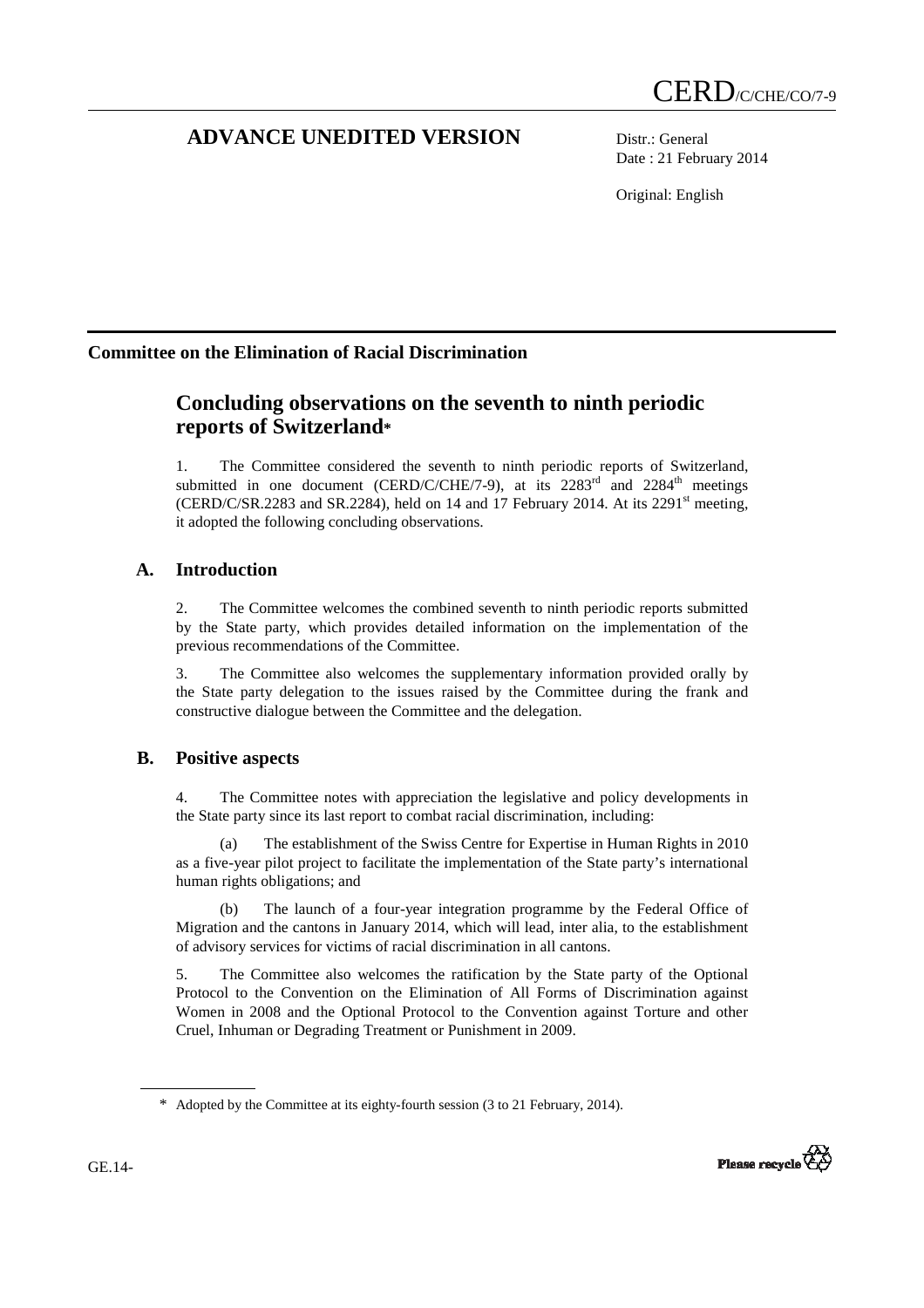CERD/C/CHE/CO/7-9

# ADVANCE UNEDITED VERSION

Distr.: General
Date : 21 February 2014

Original: English

**Committee on the Elimination of Racial Discrimination**

## Concluding observations on the seventh to ninth periodic reports of Switzerland*

1. The Committee considered the seventh to ninth periodic reports of Switzerland, submitted in one document (CERD/C/CHE/7-9), at its 2283rd and 2284th meetings (CERD/C/SR.2283 and SR.2284), held on 14 and 17 February 2014. At its 2291st meeting, it adopted the following concluding observations.

### A. Introduction

2. The Committee welcomes the combined seventh to ninth periodic reports submitted by the State party, which provides detailed information on the implementation of the previous recommendations of the Committee.

3. The Committee also welcomes the supplementary information provided orally by the State party delegation to the issues raised by the Committee during the frank and constructive dialogue between the Committee and the delegation.

### B. Positive aspects

4. The Committee notes with appreciation the legislative and policy developments in the State party since its last report to combat racial discrimination, including:

(a) The establishment of the Swiss Centre for Expertise in Human Rights in 2010 as a five-year pilot project to facilitate the implementation of the State party's international human rights obligations; and

(b) The launch of a four-year integration programme by the Federal Office of Migration and the cantons in January 2014, which will lead, inter alia, to the establishment of advisory services for victims of racial discrimination in all cantons.

5. The Committee also welcomes the ratification by the State party of the Optional Protocol to the Convention on the Elimination of All Forms of Discrimination against Women in 2008 and the Optional Protocol to the Convention against Torture and other Cruel, Inhuman or Degrading Treatment or Punishment in 2009.

\* Adopted by the Committee at its eighty-fourth session (3 to 21 February, 2014).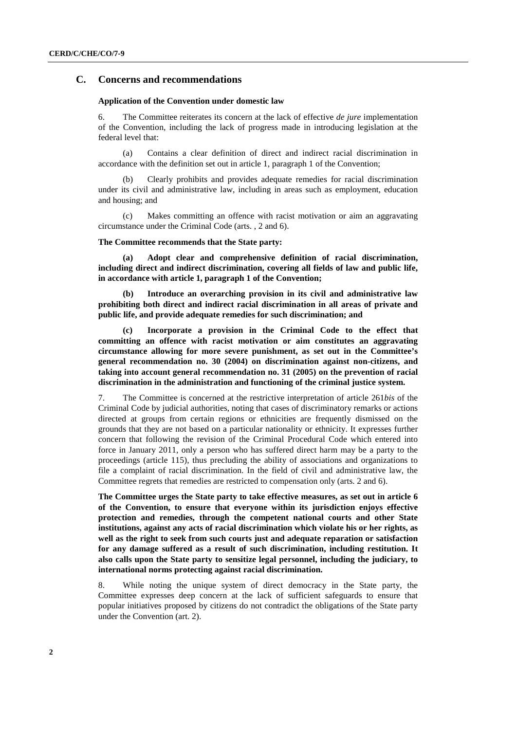## C. Concerns and recommendations

**Application of the Convention under domestic law**

6. The Committee reiterates its concern at the lack of effective *de jure* implementation of the Convention, including the lack of progress made in introducing legislation at the federal level that:

(a) Contains a clear definition of direct and indirect racial discrimination in accordance with the definition set out in article 1, paragraph 1 of the Convention;

(b) Clearly prohibits and provides adequate remedies for racial discrimination under its civil and administrative law, including in areas such as employment, education and housing; and

(c) Makes committing an offence with racist motivation or aim an aggravating circumstance under the Criminal Code (arts. , 2 and 6).

**The Committee recommends that the State party:**

**(a) Adopt clear and comprehensive definition of racial discrimination, including direct and indirect discrimination, covering all fields of law and public life, in accordance with article 1, paragraph 1 of the Convention;**

**(b) Introduce an overarching provision in its civil and administrative law prohibiting both direct and indirect racial discrimination in all areas of private and public life, and provide adequate remedies for such discrimination; and**

**(c) Incorporate a provision in the Criminal Code to the effect that committing an offence with racist motivation or aim constitutes an aggravating circumstance allowing for more severe punishment, as set out in the Committee's general recommendation no. 30 (2004) on discrimination against non-citizens, and taking into account general recommendation no. 31 (2005) on the prevention of racial discrimination in the administration and functioning of the criminal justice system.**

7. The Committee is concerned at the restrictive interpretation of article 261*bis* of the Criminal Code by judicial authorities, noting that cases of discriminatory remarks or actions directed at groups from certain regions or ethnicities are frequently dismissed on the grounds that they are not based on a particular nationality or ethnicity. It expresses further concern that following the revision of the Criminal Procedural Code which entered into force in January 2011, only a person who has suffered direct harm may be a party to the proceedings (article 115), thus precluding the ability of associations and organizations to file a complaint of racial discrimination. In the field of civil and administrative law, the Committee regrets that remedies are restricted to compensation only (arts. 2 and 6).

**The Committee urges the State party to take effective measures, as set out in article 6 of the Convention, to ensure that everyone within its jurisdiction enjoys effective protection and remedies, through the competent national courts and other State institutions, against any acts of racial discrimination which violate his or her rights, as well as the right to seek from such courts just and adequate reparation or satisfaction for any damage suffered as a result of such discrimination, including restitution. It also calls upon the State party to sensitize legal personnel, including the judiciary, to international norms protecting against racial discrimination.**

8. While noting the unique system of direct democracy in the State party, the Committee expresses deep concern at the lack of sufficient safeguards to ensure that popular initiatives proposed by citizens do not contradict the obligations of the State party under the Convention (art. 2).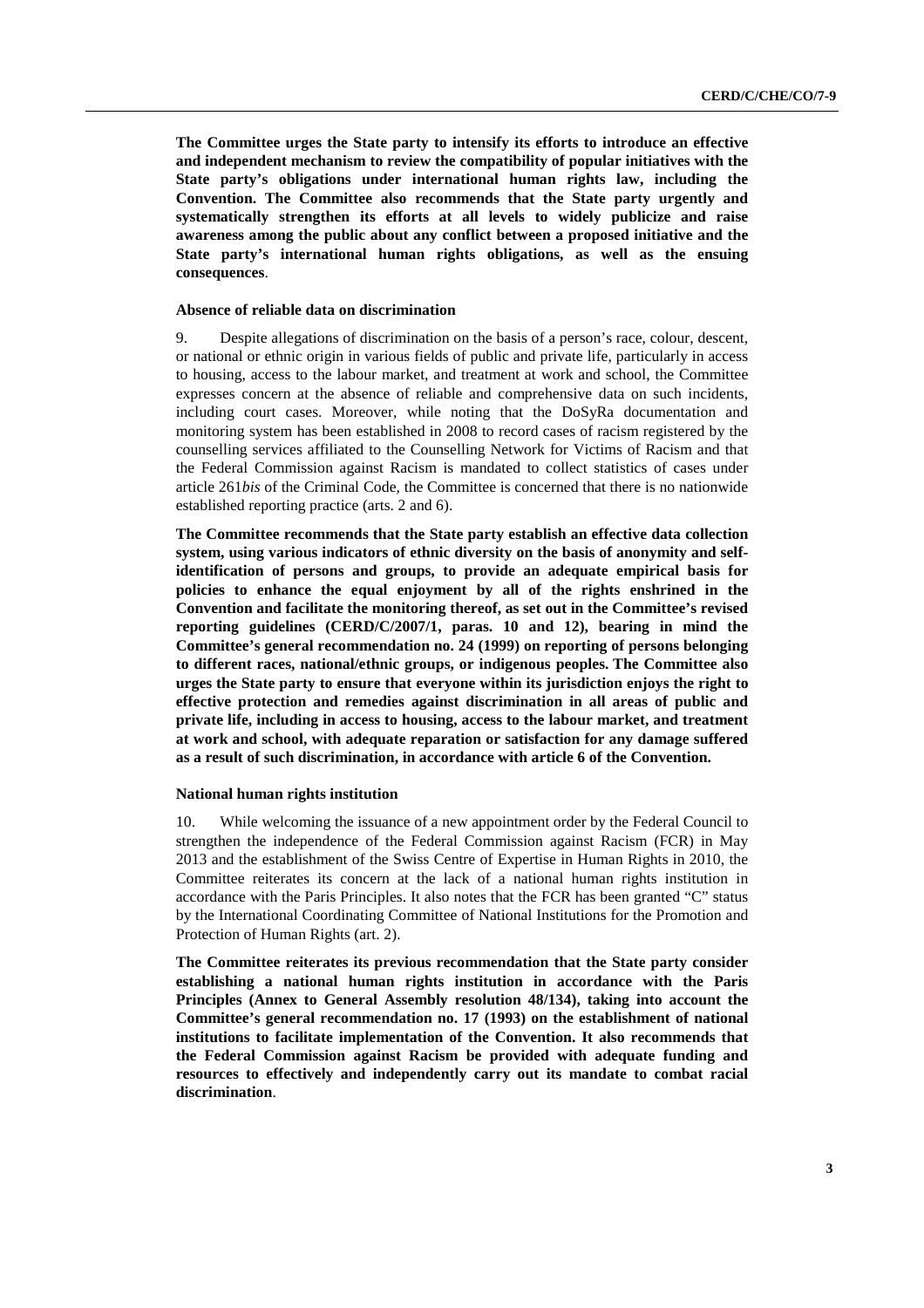**The Committee urges the State party to intensify its efforts to introduce an effective and independent mechanism to review the compatibility of popular initiatives with the State party's obligations under international human rights law, including the Convention. The Committee also recommends that the State party urgently and systematically strengthen its efforts at all levels to widely publicize and raise awareness among the public about any conflict between a proposed initiative and the State party's international human rights obligations, as well as the ensuing consequences**.

#### Absence of reliable data on discrimination

9. Despite allegations of discrimination on the basis of a person's race, colour, descent, or national or ethnic origin in various fields of public and private life, particularly in access to housing, access to the labour market, and treatment at work and school, the Committee expresses concern at the absence of reliable and comprehensive data on such incidents, including court cases. Moreover, while noting that the DoSyRa documentation and monitoring system has been established in 2008 to record cases of racism registered by the counselling services affiliated to the Counselling Network for Victims of Racism and that the Federal Commission against Racism is mandated to collect statistics of cases under article 261*bis* of the Criminal Code, the Committee is concerned that there is no nationwide established reporting practice (arts. 2 and 6).

**The Committee recommends that the State party establish an effective data collection system, using various indicators of ethnic diversity on the basis of anonymity and self-identification of persons and groups, to provide an adequate empirical basis for policies to enhance the equal enjoyment by all of the rights enshrined in the Convention and facilitate the monitoring thereof, as set out in the Committee's revised reporting guidelines (CERD/C/2007/1, paras. 10 and 12), bearing in mind the Committee's general recommendation no. 24 (1999) on reporting of persons belonging to different races, national/ethnic groups, or indigenous peoples. The Committee also urges the State party to ensure that everyone within its jurisdiction enjoys the right to effective protection and remedies against discrimination in all areas of public and private life, including in access to housing, access to the labour market, and treatment at work and school, with adequate reparation or satisfaction for any damage suffered as a result of such discrimination, in accordance with article 6 of the Convention.**

#### National human rights institution

10. While welcoming the issuance of a new appointment order by the Federal Council to strengthen the independence of the Federal Commission against Racism (FCR) in May 2013 and the establishment of the Swiss Centre of Expertise in Human Rights in 2010, the Committee reiterates its concern at the lack of a national human rights institution in accordance with the Paris Principles. It also notes that the FCR has been granted "C" status by the International Coordinating Committee of National Institutions for the Promotion and Protection of Human Rights (art. 2).

**The Committee reiterates its previous recommendation that the State party consider establishing a national human rights institution in accordance with the Paris Principles (Annex to General Assembly resolution 48/134), taking into account the Committee's general recommendation no. 17 (1993) on the establishment of national institutions to facilitate implementation of the Convention. It also recommends that the Federal Commission against Racism be provided with adequate funding and resources to effectively and independently carry out its mandate to combat racial discrimination**.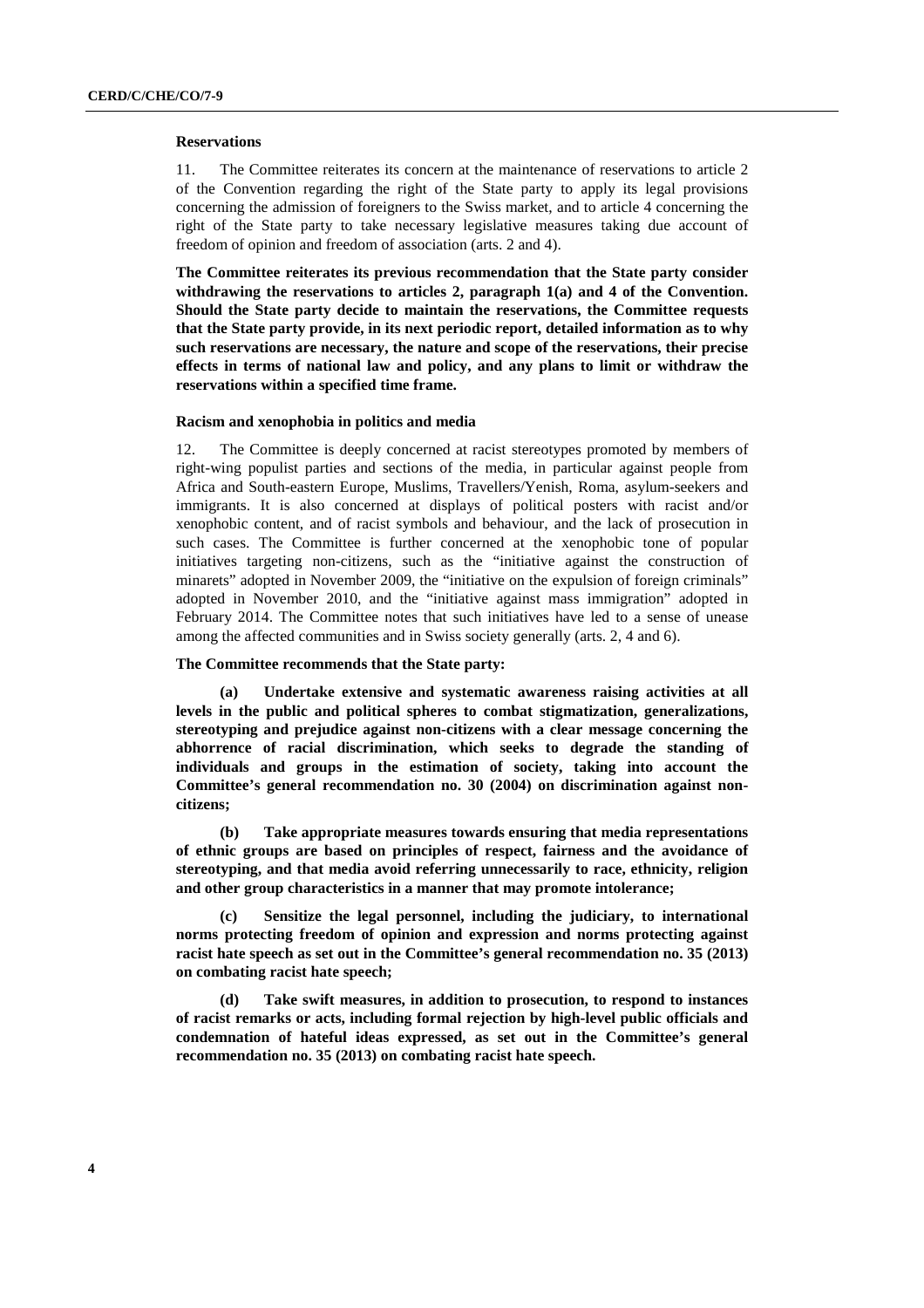**Reservations**

11. The Committee reiterates its concern at the maintenance of reservations to article 2 of the Convention regarding the right of the State party to apply its legal provisions concerning the admission of foreigners to the Swiss market, and to article 4 concerning the right of the State party to take necessary legislative measures taking due account of freedom of opinion and freedom of association (arts. 2 and 4).

**The Committee reiterates its previous recommendation that the State party consider withdrawing the reservations to articles 2, paragraph 1(a) and 4 of the Convention. Should the State party decide to maintain the reservations, the Committee requests that the State party provide, in its next periodic report, detailed information as to why such reservations are necessary, the nature and scope of the reservations, their precise effects in terms of national law and policy, and any plans to limit or withdraw the reservations within a specified time frame.**

**Racism and xenophobia in politics and media**

12. The Committee is deeply concerned at racist stereotypes promoted by members of right-wing populist parties and sections of the media, in particular against people from Africa and South-eastern Europe, Muslims, Travellers/Yenish, Roma, asylum-seekers and immigrants. It is also concerned at displays of political posters with racist and/or xenophobic content, and of racist symbols and behaviour, and the lack of prosecution in such cases. The Committee is further concerned at the xenophobic tone of popular initiatives targeting non-citizens, such as the "initiative against the construction of minarets" adopted in November 2009, the "initiative on the expulsion of foreign criminals" adopted in November 2010, and the "initiative against mass immigration" adopted in February 2014. The Committee notes that such initiatives have led to a sense of unease among the affected communities and in Swiss society generally (arts. 2, 4 and 6).

**The Committee recommends that the State party:**

**(a) Undertake extensive and systematic awareness raising activities at all levels in the public and political spheres to combat stigmatization, generalizations, stereotyping and prejudice against non-citizens with a clear message concerning the abhorrence of racial discrimination, which seeks to degrade the standing of individuals and groups in the estimation of society, taking into account the Committee's general recommendation no. 30 (2004) on discrimination against non-citizens;**

**(b) Take appropriate measures towards ensuring that media representations of ethnic groups are based on principles of respect, fairness and the avoidance of stereotyping, and that media avoid referring unnecessarily to race, ethnicity, religion and other group characteristics in a manner that may promote intolerance;**

**(c) Sensitize the legal personnel, including the judiciary, to international norms protecting freedom of opinion and expression and norms protecting against racist hate speech as set out in the Committee's general recommendation no. 35 (2013) on combating racist hate speech;**

**(d) Take swift measures, in addition to prosecution, to respond to instances of racist remarks or acts, including formal rejection by high-level public officials and condemnation of hateful ideas expressed, as set out in the Committee's general recommendation no. 35 (2013) on combating racist hate speech.**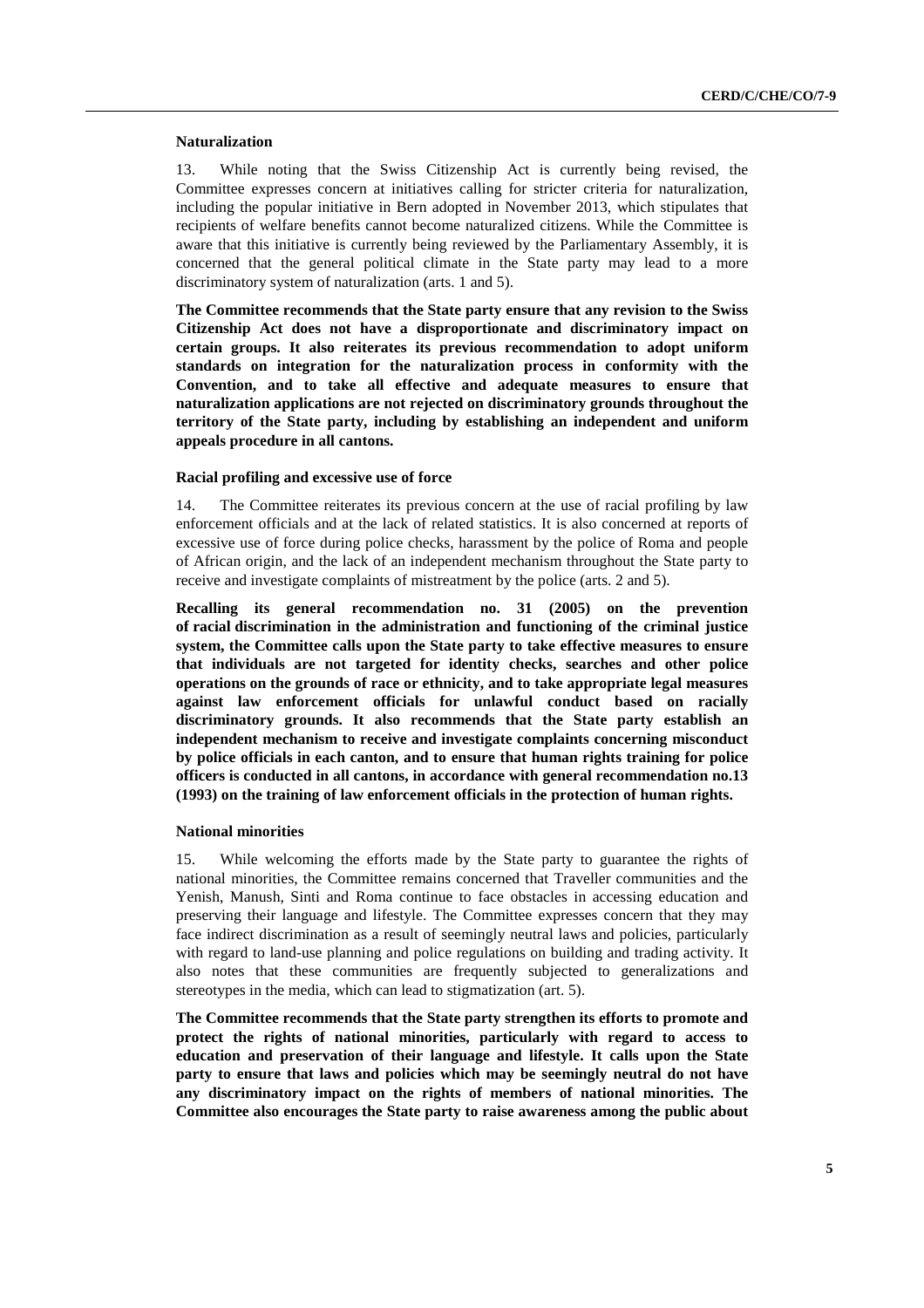### Naturalization

13. While noting that the Swiss Citizenship Act is currently being revised, the Committee expresses concern at initiatives calling for stricter criteria for naturalization, including the popular initiative in Bern adopted in November 2013, which stipulates that recipients of welfare benefits cannot become naturalized citizens. While the Committee is aware that this initiative is currently being reviewed by the Parliamentary Assembly, it is concerned that the general political climate in the State party may lead to a more discriminatory system of naturalization (arts. 1 and 5).

**The Committee recommends that the State party ensure that any revision to the Swiss Citizenship Act does not have a disproportionate and discriminatory impact on certain groups. It also reiterates its previous recommendation to adopt uniform standards on integration for the naturalization process in conformity with the Convention, and to take all effective and adequate measures to ensure that naturalization applications are not rejected on discriminatory grounds throughout the territory of the State party, including by establishing an independent and uniform appeals procedure in all cantons.**

### Racial profiling and excessive use of force

14. The Committee reiterates its previous concern at the use of racial profiling by law enforcement officials and at the lack of related statistics. It is also concerned at reports of excessive use of force during police checks, harassment by the police of Roma and people of African origin, and the lack of an independent mechanism throughout the State party to receive and investigate complaints of mistreatment by the police (arts. 2 and 5).

**Recalling its general recommendation no. 31 (2005) on the prevention of racial discrimination in the administration and functioning of the criminal justice system, the Committee calls upon the State party to take effective measures to ensure that individuals are not targeted for identity checks, searches and other police operations on the grounds of race or ethnicity, and to take appropriate legal measures against law enforcement officials for unlawful conduct based on racially discriminatory grounds. It also recommends that the State party establish an independent mechanism to receive and investigate complaints concerning misconduct by police officials in each canton, and to ensure that human rights training for police officers is conducted in all cantons, in accordance with general recommendation no.13 (1993) on the training of law enforcement officials in the protection of human rights.**

### National minorities

15. While welcoming the efforts made by the State party to guarantee the rights of national minorities, the Committee remains concerned that Traveller communities and the Yenish, Manush, Sinti and Roma continue to face obstacles in accessing education and preserving their language and lifestyle. The Committee expresses concern that they may face indirect discrimination as a result of seemingly neutral laws and policies, particularly with regard to land-use planning and police regulations on building and trading activity. It also notes that these communities are frequently subjected to generalizations and stereotypes in the media, which can lead to stigmatization (art. 5).

**The Committee recommends that the State party strengthen its efforts to promote and protect the rights of national minorities, particularly with regard to access to education and preservation of their language and lifestyle. It calls upon the State party to ensure that laws and policies which may be seemingly neutral do not have any discriminatory impact on the rights of members of national minorities. The Committee also encourages the State party to raise awareness among the public about**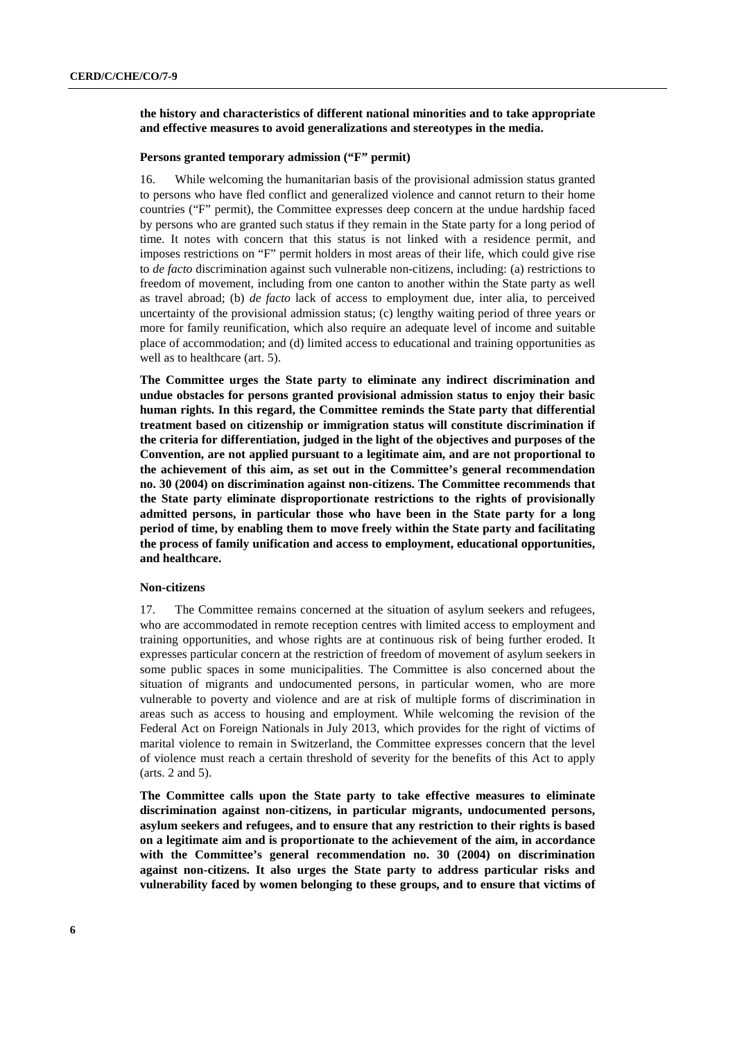**the history and characteristics of different national minorities and to take appropriate and effective measures to avoid generalizations and stereotypes in the media.**

### Persons granted temporary admission ("F" permit)

16. While welcoming the humanitarian basis of the provisional admission status granted to persons who have fled conflict and generalized violence and cannot return to their home countries ("F" permit), the Committee expresses deep concern at the undue hardship faced by persons who are granted such status if they remain in the State party for a long period of time. It notes with concern that this status is not linked with a residence permit, and imposes restrictions on "F" permit holders in most areas of their life, which could give rise to *de facto* discrimination against such vulnerable non-citizens, including: (a) restrictions to freedom of movement, including from one canton to another within the State party as well as travel abroad; (b) *de facto* lack of access to employment due, inter alia, to perceived uncertainty of the provisional admission status; (c) lengthy waiting period of three years or more for family reunification, which also require an adequate level of income and suitable place of accommodation; and (d) limited access to educational and training opportunities as well as to healthcare (art. 5).

**The Committee urges the State party to eliminate any indirect discrimination and undue obstacles for persons granted provisional admission status to enjoy their basic human rights. In this regard, the Committee reminds the State party that differential treatment based on citizenship or immigration status will constitute discrimination if the criteria for differentiation, judged in the light of the objectives and purposes of the Convention, are not applied pursuant to a legitimate aim, and are not proportional to the achievement of this aim, as set out in the Committee's general recommendation no. 30 (2004) on discrimination against non-citizens. The Committee recommends that the State party eliminate disproportionate restrictions to the rights of provisionally admitted persons, in particular those who have been in the State party for a long period of time, by enabling them to move freely within the State party and facilitating the process of family unification and access to employment, educational opportunities, and healthcare.**

### Non-citizens

17. The Committee remains concerned at the situation of asylum seekers and refugees, who are accommodated in remote reception centres with limited access to employment and training opportunities, and whose rights are at continuous risk of being further eroded. It expresses particular concern at the restriction of freedom of movement of asylum seekers in some public spaces in some municipalities. The Committee is also concerned about the situation of migrants and undocumented persons, in particular women, who are more vulnerable to poverty and violence and are at risk of multiple forms of discrimination in areas such as access to housing and employment. While welcoming the revision of the Federal Act on Foreign Nationals in July 2013, which provides for the right of victims of marital violence to remain in Switzerland, the Committee expresses concern that the level of violence must reach a certain threshold of severity for the benefits of this Act to apply (arts. 2 and 5).

**The Committee calls upon the State party to take effective measures to eliminate discrimination against non-citizens, in particular migrants, undocumented persons, asylum seekers and refugees, and to ensure that any restriction to their rights is based on a legitimate aim and is proportionate to the achievement of the aim, in accordance with the Committee's general recommendation no. 30 (2004) on discrimination against non-citizens. It also urges the State party to address particular risks and vulnerability faced by women belonging to these groups, and to ensure that victims of**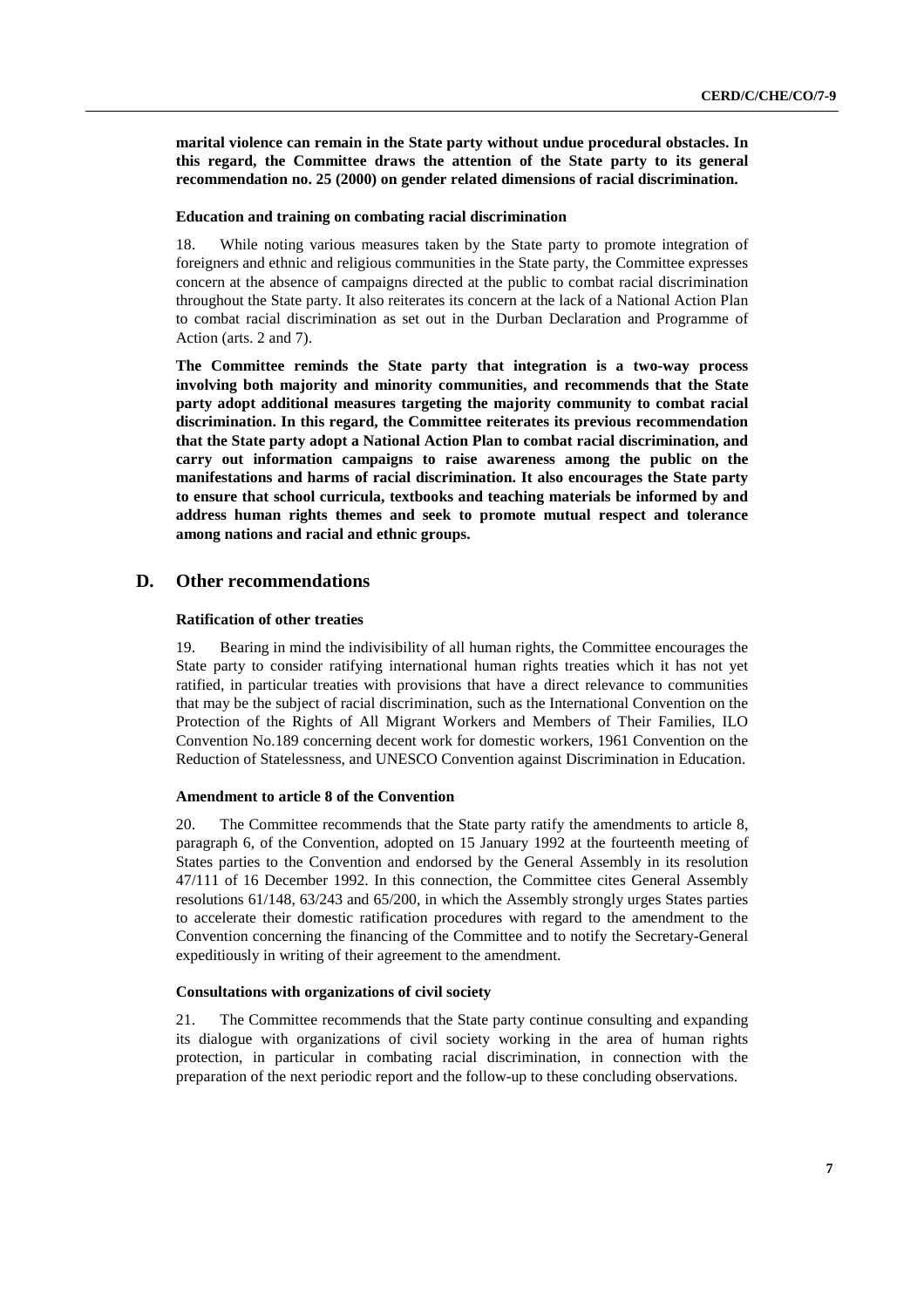**marital violence can remain in the State party without undue procedural obstacles. In this regard, the Committee draws the attention of the State party to its general recommendation no. 25 (2000) on gender related dimensions of racial discrimination.**

#### Education and training on combating racial discrimination

18. While noting various measures taken by the State party to promote integration of foreigners and ethnic and religious communities in the State party, the Committee expresses concern at the absence of campaigns directed at the public to combat racial discrimination throughout the State party. It also reiterates its concern at the lack of a National Action Plan to combat racial discrimination as set out in the Durban Declaration and Programme of Action (arts. 2 and 7).

**The Committee reminds the State party that integration is a two-way process involving both majority and minority communities, and recommends that the State party adopt additional measures targeting the majority community to combat racial discrimination. In this regard, the Committee reiterates its previous recommendation that the State party adopt a National Action Plan to combat racial discrimination, and carry out information campaigns to raise awareness among the public on the manifestations and harms of racial discrimination. It also encourages the State party to ensure that school curricula, textbooks and teaching materials be informed by and address human rights themes and seek to promote mutual respect and tolerance among nations and racial and ethnic groups.**

## D. Other recommendations

#### Ratification of other treaties

19. Bearing in mind the indivisibility of all human rights, the Committee encourages the State party to consider ratifying international human rights treaties which it has not yet ratified, in particular treaties with provisions that have a direct relevance to communities that may be the subject of racial discrimination, such as the International Convention on the Protection of the Rights of All Migrant Workers and Members of Their Families, ILO Convention No.189 concerning decent work for domestic workers, 1961 Convention on the Reduction of Statelessness, and UNESCO Convention against Discrimination in Education.

#### Amendment to article 8 of the Convention

20. The Committee recommends that the State party ratify the amendments to article 8, paragraph 6, of the Convention, adopted on 15 January 1992 at the fourteenth meeting of States parties to the Convention and endorsed by the General Assembly in its resolution 47/111 of 16 December 1992. In this connection, the Committee cites General Assembly resolutions 61/148, 63/243 and 65/200, in which the Assembly strongly urges States parties to accelerate their domestic ratification procedures with regard to the amendment to the Convention concerning the financing of the Committee and to notify the Secretary-General expeditiously in writing of their agreement to the amendment.

#### Consultations with organizations of civil society

21. The Committee recommends that the State party continue consulting and expanding its dialogue with organizations of civil society working in the area of human rights protection, in particular in combating racial discrimination, in connection with the preparation of the next periodic report and the follow-up to these concluding observations.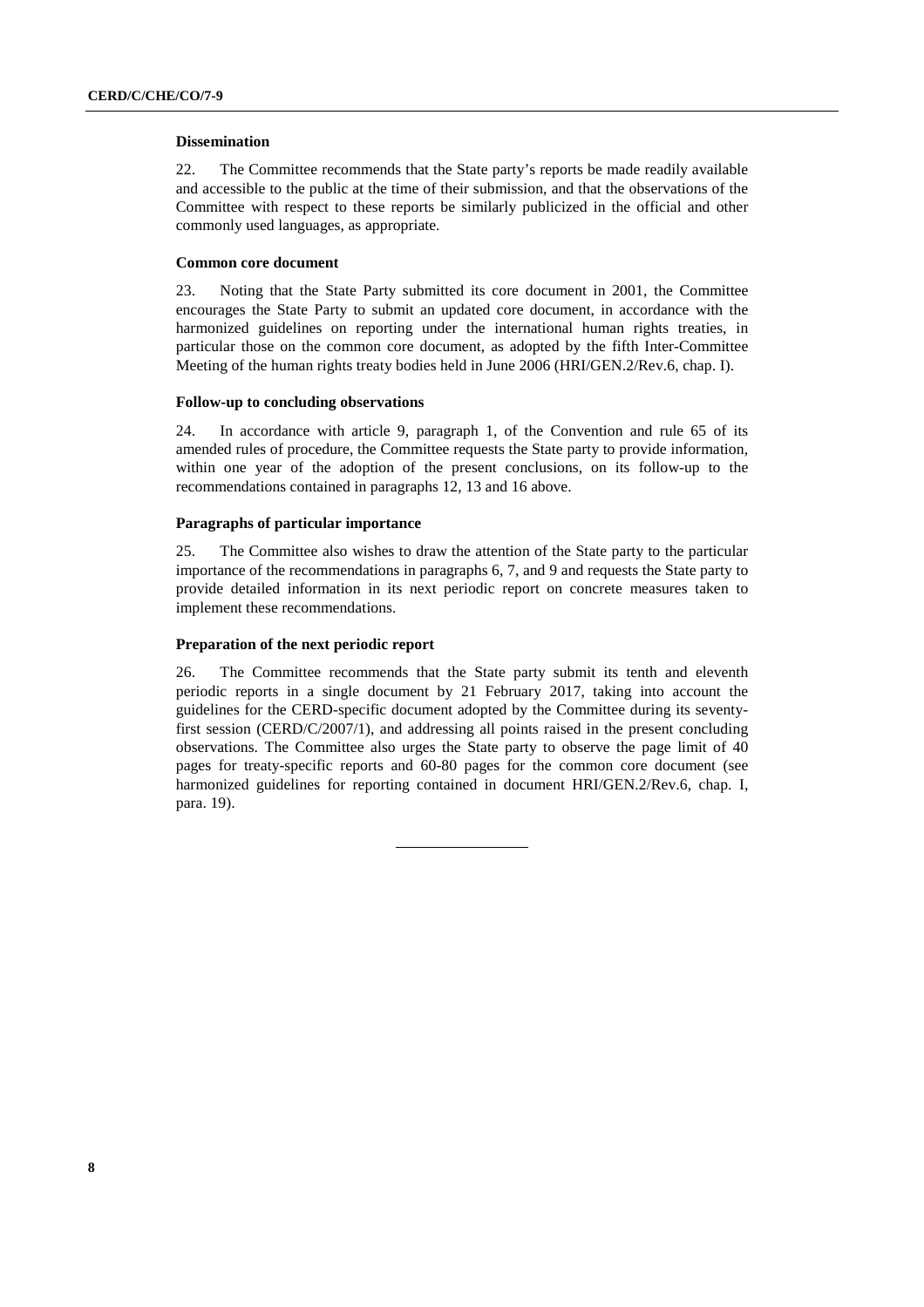### Dissemination

22. The Committee recommends that the State party's reports be made readily available and accessible to the public at the time of their submission, and that the observations of the Committee with respect to these reports be similarly publicized in the official and other commonly used languages, as appropriate.

### Common core document

23. Noting that the State Party submitted its core document in 2001, the Committee encourages the State Party to submit an updated core document, in accordance with the harmonized guidelines on reporting under the international human rights treaties, in particular those on the common core document, as adopted by the fifth Inter-Committee Meeting of the human rights treaty bodies held in June 2006 (HRI/GEN.2/Rev.6, chap. I).

### Follow-up to concluding observations

24. In accordance with article 9, paragraph 1, of the Convention and rule 65 of its amended rules of procedure, the Committee requests the State party to provide information, within one year of the adoption of the present conclusions, on its follow-up to the recommendations contained in paragraphs 12, 13 and 16 above.

### Paragraphs of particular importance

25. The Committee also wishes to draw the attention of the State party to the particular importance of the recommendations in paragraphs 6, 7, and 9 and requests the State party to provide detailed information in its next periodic report on concrete measures taken to implement these recommendations.

### Preparation of the next periodic report

26. The Committee recommends that the State party submit its tenth and eleventh periodic reports in a single document by 21 February 2017, taking into account the guidelines for the CERD-specific document adopted by the Committee during its seventy-first session (CERD/C/2007/1), and addressing all points raised in the present concluding observations. The Committee also urges the State party to observe the page limit of 40 pages for treaty-specific reports and 60-80 pages for the common core document (see harmonized guidelines for reporting contained in document HRI/GEN.2/Rev.6, chap. I, para. 19).